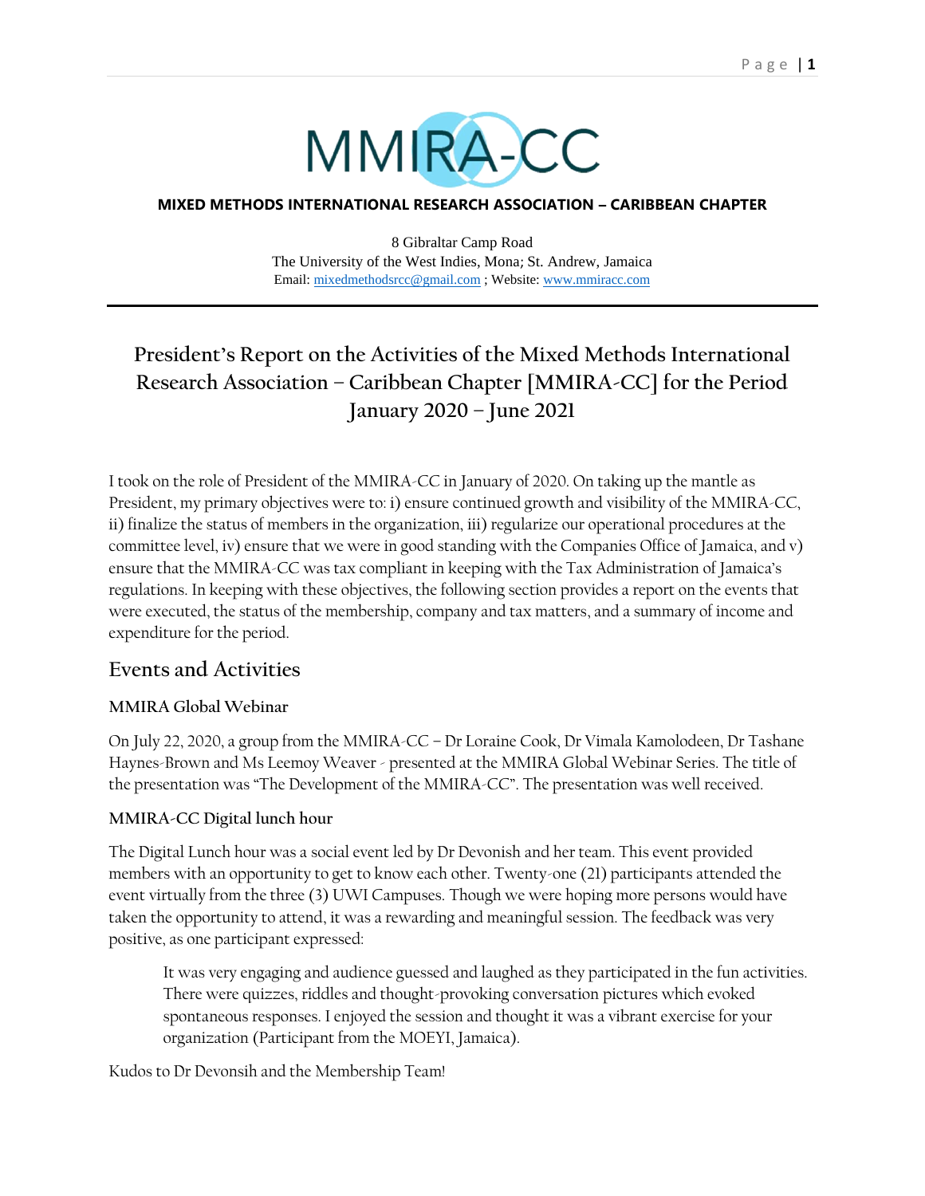MMIRA-CC

**MIXED METHODS INTERNATIONAL RESEARCH ASSOCIATION – CARIBBEAN CHAPTER**

8 Gibraltar Camp Road
The University of the West Indies, Mona; St. Andrew, Jamaica
Email: mixedmethodsrcc@gmail.com ; Website: www.mmiracc.com

# President's Report on the Activities of the Mixed Methods International Research Association – Caribbean Chapter [MMIRA-CC] for the Period January 2020 – June 2021

I took on the role of President of the MMIRA-CC in January of 2020. On taking up the mantle as President, my primary objectives were to: i) ensure continued growth and visibility of the MMIRA-CC, ii) finalize the status of members in the organization, iii) regularize our operational procedures at the committee level, iv) ensure that we were in good standing with the Companies Office of Jamaica, and v) ensure that the MMIRA-CC was tax compliant in keeping with the Tax Administration of Jamaica's regulations. In keeping with these objectives, the following section provides a report on the events that were executed, the status of the membership, company and tax matters, and a summary of income and expenditure for the period.

## Events and Activities

### MMIRA Global Webinar

On July 22, 2020, a group from the MMIRA-CC – Dr Loraine Cook, Dr Vimala Kamolodeen, Dr Tashane Haynes-Brown and Ms Leemoy Weaver - presented at the MMIRA Global Webinar Series. The title of the presentation was "The Development of the MMIRA-CC". The presentation was well received.

### MMIRA-CC Digital lunch hour

The Digital Lunch hour was a social event led by Dr Devonish and her team. This event provided members with an opportunity to get to know each other. Twenty-one (21) participants attended the event virtually from the three (3) UWI Campuses. Though we were hoping more persons would have taken the opportunity to attend, it was a rewarding and meaningful session. The feedback was very positive, as one participant expressed:

> It was very engaging and audience guessed and laughed as they participated in the fun activities. There were quizzes, riddles and thought-provoking conversation pictures which evoked spontaneous responses. I enjoyed the session and thought it was a vibrant exercise for your organization (Participant from the MOEYI, Jamaica).

Kudos to Dr Devonsih and the Membership Team!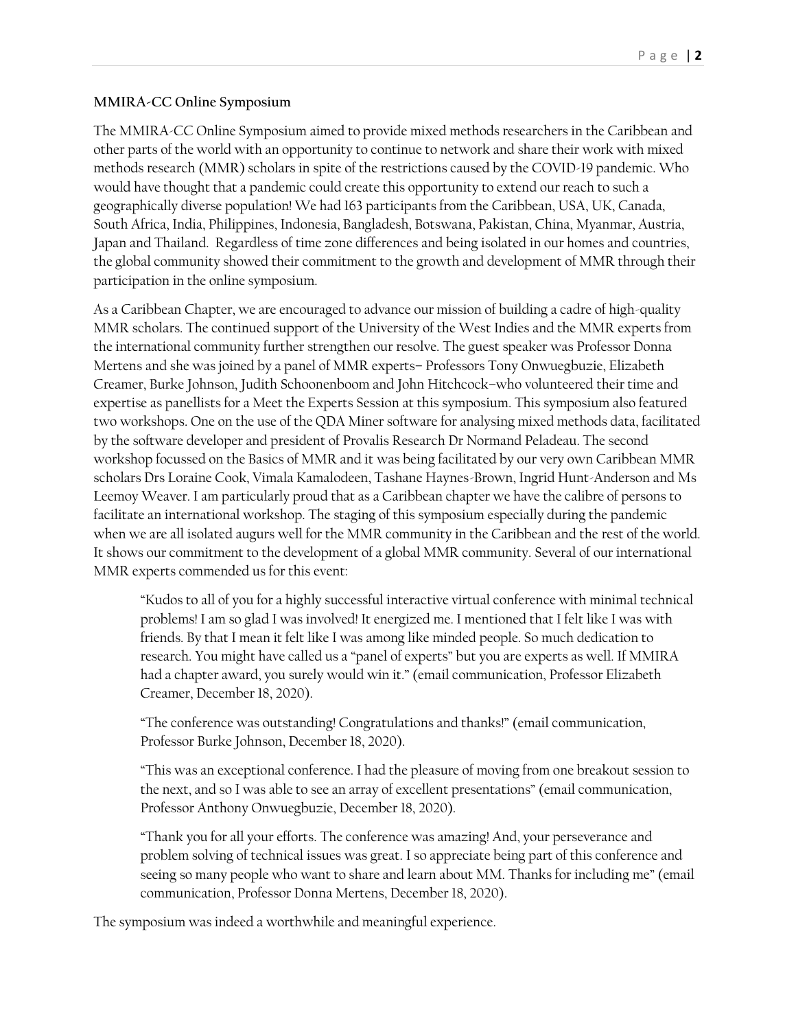**MMIRA-CC Online Symposium**

The MMIRA-CC Online Symposium aimed to provide mixed methods researchers in the Caribbean and other parts of the world with an opportunity to continue to network and share their work with mixed methods research (MMR) scholars in spite of the restrictions caused by the COVID-19 pandemic. Who would have thought that a pandemic could create this opportunity to extend our reach to such a geographically diverse population! We had 163 participants from the Caribbean, USA, UK, Canada, South Africa, India, Philippines, Indonesia, Bangladesh, Botswana, Pakistan, China, Myanmar, Austria, Japan and Thailand. Regardless of time zone differences and being isolated in our homes and countries, the global community showed their commitment to the growth and development of MMR through their participation in the online symposium.

As a Caribbean Chapter, we are encouraged to advance our mission of building a cadre of high-quality MMR scholars. The continued support of the University of the West Indies and the MMR experts from the international community further strengthen our resolve. The guest speaker was Professor Donna Mertens and she was joined by a panel of MMR experts– Professors Tony Onwuegbuzie, Elizabeth Creamer, Burke Johnson, Judith Schoonenboom and John Hitchcock–who volunteered their time and expertise as panellists for a Meet the Experts Session at this symposium. This symposium also featured two workshops. One on the use of the QDA Miner software for analysing mixed methods data, facilitated by the software developer and president of Provalis Research Dr Normand Peladeau. The second workshop focussed on the Basics of MMR and it was being facilitated by our very own Caribbean MMR scholars Drs Loraine Cook, Vimala Kamalodeen, Tashane Haynes-Brown, Ingrid Hunt-Anderson and Ms Leemoy Weaver. I am particularly proud that as a Caribbean chapter we have the calibre of persons to facilitate an international workshop. The staging of this symposium especially during the pandemic when we are all isolated augurs well for the MMR community in the Caribbean and the rest of the world. It shows our commitment to the development of a global MMR community. Several of our international MMR experts commended us for this event:

> "Kudos to all of you for a highly successful interactive virtual conference with minimal technical problems! I am so glad I was involved! It energized me. I mentioned that I felt like I was with friends. By that I mean it felt like I was among like minded people. So much dedication to research. You might have called us a "panel of experts" but you are experts as well. If MMIRA had a chapter award, you surely would win it." (email communication, Professor Elizabeth Creamer, December 18, 2020).

> "The conference was outstanding! Congratulations and thanks!" (email communication, Professor Burke Johnson, December 18, 2020).

> "This was an exceptional conference. I had the pleasure of moving from one breakout session to the next, and so I was able to see an array of excellent presentations" (email communication, Professor Anthony Onwuegbuzie, December 18, 2020).

> "Thank you for all your efforts. The conference was amazing! And, your perseverance and problem solving of technical issues was great. I so appreciate being part of this conference and seeing so many people who want to share and learn about MM. Thanks for including me" (email communication, Professor Donna Mertens, December 18, 2020).

The symposium was indeed a worthwhile and meaningful experience.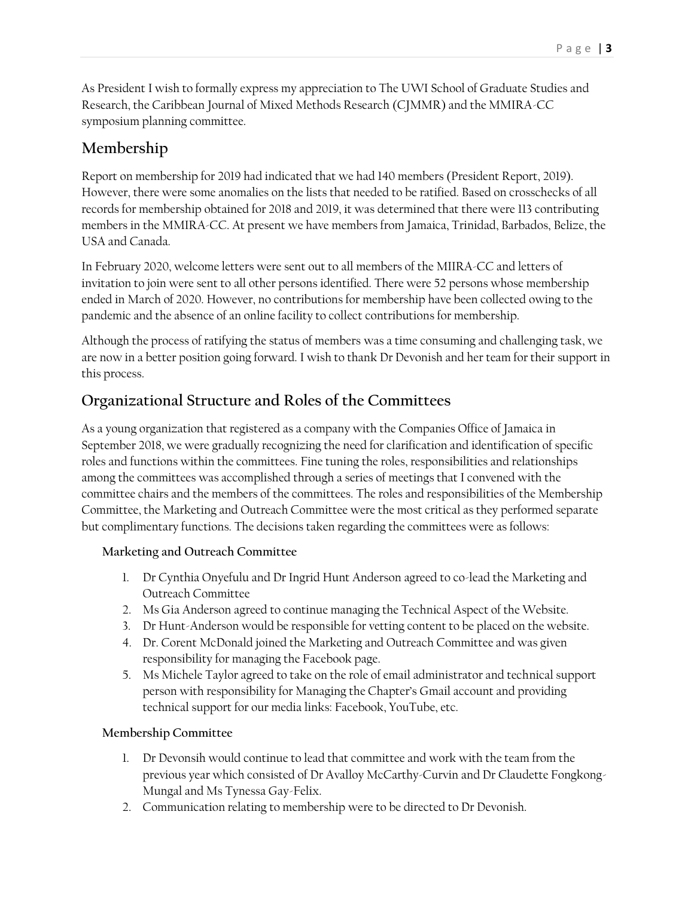As President I wish to formally express my appreciation to The UWI School of Graduate Studies and Research, the Caribbean Journal of Mixed Methods Research (CJMMR) and the MMIRA-CC symposium planning committee.

## Membership

Report on membership for 2019 had indicated that we had 140 members (President Report, 2019). However, there were some anomalies on the lists that needed to be ratified. Based on crosschecks of all records for membership obtained for 2018 and 2019, it was determined that there were 113 contributing members in the MMIRA-CC. At present we have members from Jamaica, Trinidad, Barbados, Belize, the USA and Canada.

In February 2020, welcome letters were sent out to all members of the MIIRA-CC and letters of invitation to join were sent to all other persons identified. There were 52 persons whose membership ended in March of 2020. However, no contributions for membership have been collected owing to the pandemic and the absence of an online facility to collect contributions for membership.

Although the process of ratifying the status of members was a time consuming and challenging task, we are now in a better position going forward. I wish to thank Dr Devonish and her team for their support in this process.

## Organizational Structure and Roles of the Committees

As a young organization that registered as a company with the Companies Office of Jamaica in September 2018, we were gradually recognizing the need for clarification and identification of specific roles and functions within the committees. Fine tuning the roles, responsibilities and relationships among the committees was accomplished through a series of meetings that I convened with the committee chairs and the members of the committees. The roles and responsibilities of the Membership Committee, the Marketing and Outreach Committee were the most critical as they performed separate but complimentary functions. The decisions taken regarding the committees were as follows:

**Marketing and Outreach Committee**

1. Dr Cynthia Onyefulu and Dr Ingrid Hunt Anderson agreed to co-lead the Marketing and Outreach Committee
2. Ms Gia Anderson agreed to continue managing the Technical Aspect of the Website.
3. Dr Hunt-Anderson would be responsible for vetting content to be placed on the website.
4. Dr. Corent McDonald joined the Marketing and Outreach Committee and was given responsibility for managing the Facebook page.
5. Ms Michele Taylor agreed to take on the role of email administrator and technical support person with responsibility for Managing the Chapter's Gmail account and providing technical support for our media links: Facebook, YouTube, etc.

**Membership Committee**

1. Dr Devonsih would continue to lead that committee and work with the team from the previous year which consisted of Dr Avalloy McCarthy-Curvin and Dr Claudette Fongkong-Mungal and Ms Tynessa Gay-Felix.
2. Communication relating to membership were to be directed to Dr Devonish.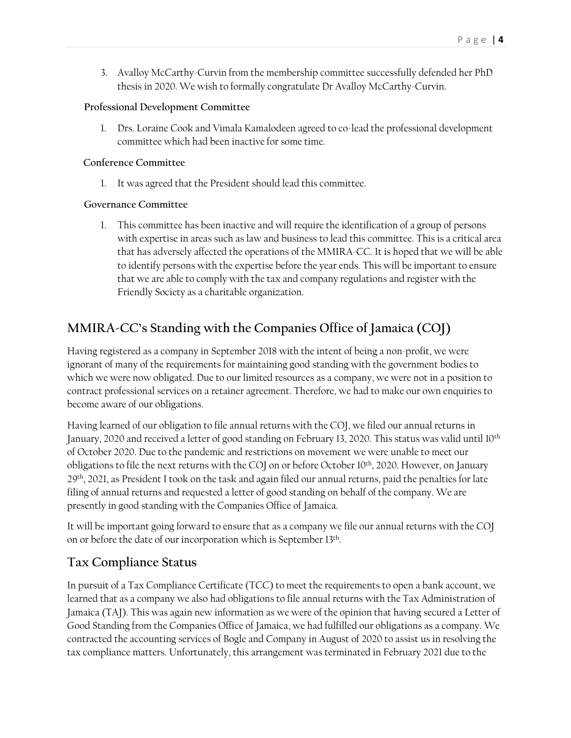3. Avalloy McCarthy-Curvin from the membership committee successfully defended her PhD thesis in 2020. We wish to formally congratulate Dr Avalloy McCarthy-Curvin.

### Professional Development Committee

1. Drs. Loraine Cook and Vimala Kamalodeen agreed to co-lead the professional development committee which had been inactive for some time.

### Conference Committee

1. It was agreed that the President should lead this committee.

### Governance Committee

1. This committee has been inactive and will require the identification of a group of persons with expertise in areas such as law and business to lead this committee. This is a critical area that has adversely affected the operations of the MMIRA-CC. It is hoped that we will be able to identify persons with the expertise before the year ends. This will be important to ensure that we are able to comply with the tax and company regulations and register with the Friendly Society as a charitable organization.

## MMIRA-CC's Standing with the Companies Office of Jamaica (COJ)

Having registered as a company in September 2018 with the intent of being a non-profit, we were ignorant of many of the requirements for maintaining good standing with the government bodies to which we were now obligated. Due to our limited resources as a company, we were not in a position to contract professional services on a retainer agreement. Therefore, we had to make our own enquiries to become aware of our obligations.

Having learned of our obligation to file annual returns with the COJ, we filed our annual returns in January, 2020 and received a letter of good standing on February 13, 2020. This status was valid until 10th of October 2020. Due to the pandemic and restrictions on movement we were unable to meet our obligations to file the next returns with the COJ on or before October 10th, 2020. However, on January 29th, 2021, as President I took on the task and again filed our annual returns, paid the penalties for late filing of annual returns and requested a letter of good standing on behalf of the company. We are presently in good standing with the Companies Office of Jamaica.

It will be important going forward to ensure that as a company we file our annual returns with the COJ on or before the date of our incorporation which is September 13th.

## Tax Compliance Status

In pursuit of a Tax Compliance Certificate (TCC) to meet the requirements to open a bank account, we learned that as a company we also had obligations to file annual returns with the Tax Administration of Jamaica (TAJ). This was again new information as we were of the opinion that having secured a Letter of Good Standing from the Companies Office of Jamaica, we had fulfilled our obligations as a company. We contracted the accounting services of Bogle and Company in August of 2020 to assist us in resolving the tax compliance matters. Unfortunately, this arrangement was terminated in February 2021 due to the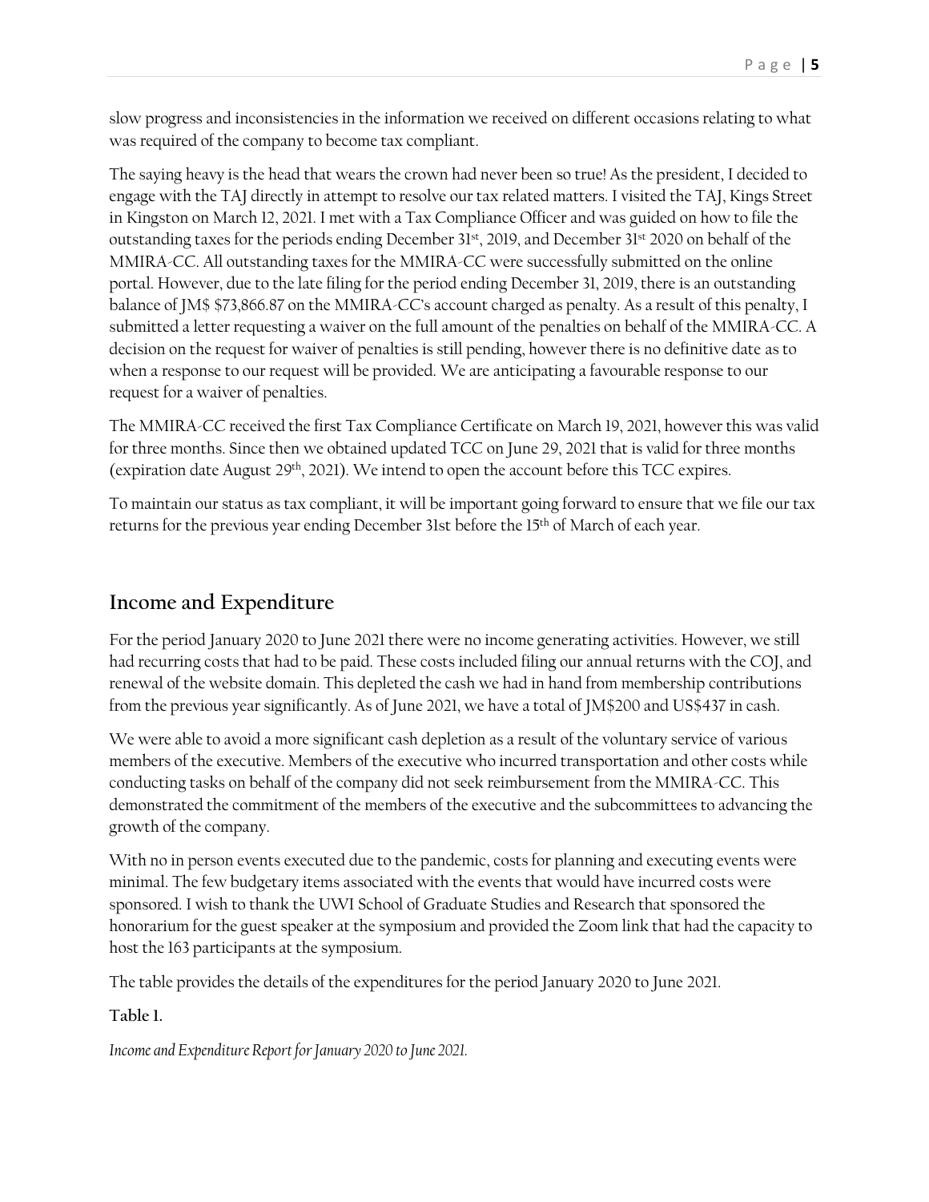slow progress and inconsistencies in the information we received on different occasions relating to what was required of the company to become tax compliant.

The saying heavy is the head that wears the crown had never been so true! As the president, I decided to engage with the TAJ directly in attempt to resolve our tax related matters. I visited the TAJ, Kings Street in Kingston on March 12, 2021. I met with a Tax Compliance Officer and was guided on how to file the outstanding taxes for the periods ending December 31st, 2019, and December 31st 2020 on behalf of the MMIRA-CC. All outstanding taxes for the MMIRA-CC were successfully submitted on the online portal. However, due to the late filing for the period ending December 31, 2019, there is an outstanding balance of JM$ $73,866.87 on the MMIRA-CC's account charged as penalty. As a result of this penalty, I submitted a letter requesting a waiver on the full amount of the penalties on behalf of the MMIRA-CC. A decision on the request for waiver of penalties is still pending, however there is no definitive date as to when a response to our request will be provided. We are anticipating a favourable response to our request for a waiver of penalties.

The MMIRA-CC received the first Tax Compliance Certificate on March 19, 2021, however this was valid for three months. Since then we obtained updated TCC on June 29, 2021 that is valid for three months (expiration date August 29th, 2021). We intend to open the account before this TCC expires.

To maintain our status as tax compliant, it will be important going forward to ensure that we file our tax returns for the previous year ending December 31st before the 15th of March of each year.

## Income and Expenditure

For the period January 2020 to June 2021 there were no income generating activities. However, we still had recurring costs that had to be paid. These costs included filing our annual returns with the COJ, and renewal of the website domain. This depleted the cash we had in hand from membership contributions from the previous year significantly. As of June 2021, we have a total of JM$200 and US$437 in cash.

We were able to avoid a more significant cash depletion as a result of the voluntary service of various members of the executive. Members of the executive who incurred transportation and other costs while conducting tasks on behalf of the company did not seek reimbursement from the MMIRA-CC. This demonstrated the commitment of the members of the executive and the subcommittees to advancing the growth of the company.

With no in person events executed due to the pandemic, costs for planning and executing events were minimal. The few budgetary items associated with the events that would have incurred costs were sponsored. I wish to thank the UWI School of Graduate Studies and Research that sponsored the honorarium for the guest speaker at the symposium and provided the Zoom link that had the capacity to host the 163 participants at the symposium.

The table provides the details of the expenditures for the period January 2020 to June 2021.

**Table 1.**

*Income and Expenditure Report for January 2020 to June 2021.*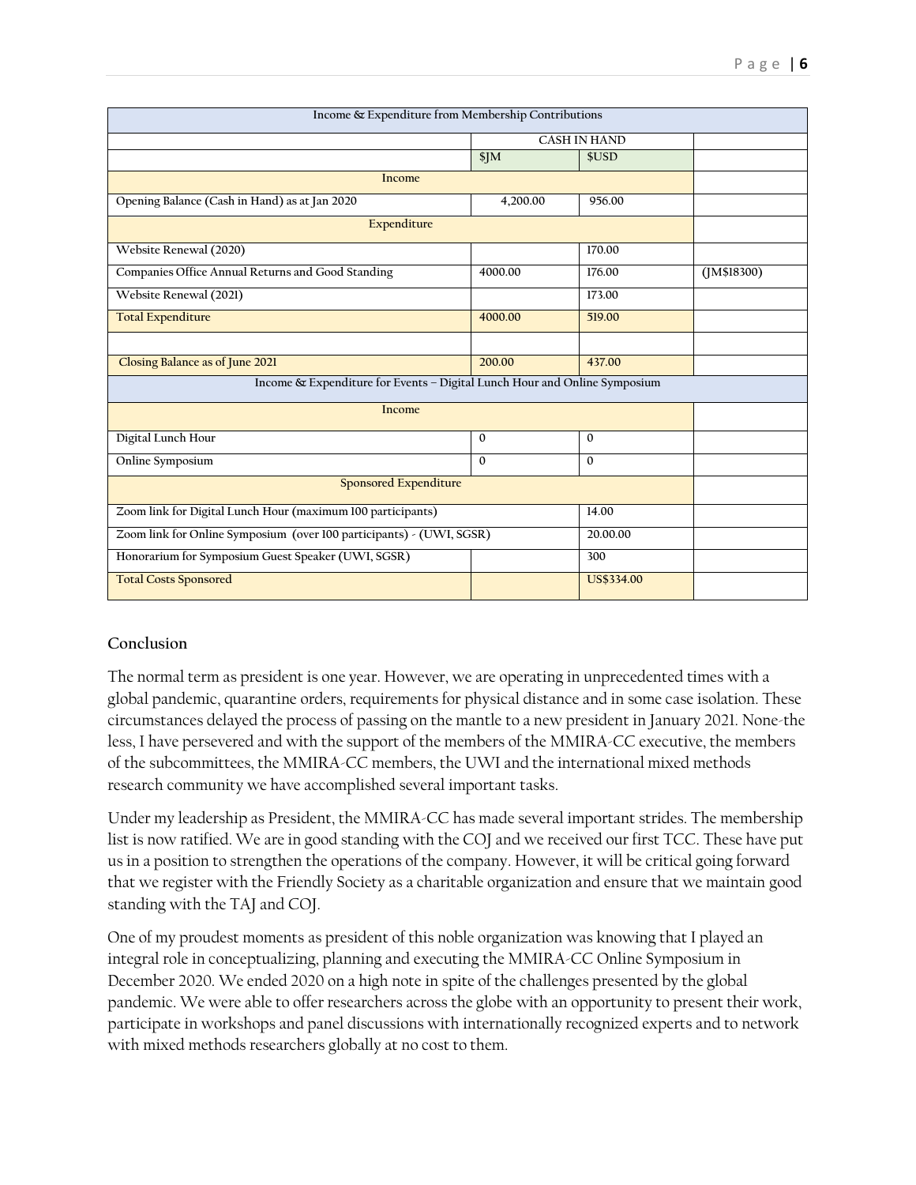| Income & Expenditure from Membership Contributions | | | |
|---|---|---|---|
| | CASH IN HAND | | |
| | $JM | $USD | |
| Income | | | |
| Opening Balance (Cash in Hand) as at Jan 2020 | 4,200.00 | 956.00 | |
| Expenditure | | | |
| Website Renewal (2020) | | 170.00 | |
| Companies Office Annual Returns and Good Standing | 4000.00 | 176.00 | (JM$18300) |
| Website Renewal (2021) | | 173.00 | |
| Total Expenditure | 4000.00 | 519.00 | |
| | | | |
| Closing Balance as of June 2021 | 200.00 | 437.00 | |
| Income & Expenditure for Events – Digital Lunch Hour and Online Symposium | | | |
| Income | | | |
| Digital Lunch Hour | 0 | 0 | |
| Online Symposium | 0 | 0 | |
| Sponsored Expenditure | | | |
| Zoom link for Digital Lunch Hour (maximum 100 participants) | | 14.00 | |
| Zoom link for Online Symposium (over 100 participants) - (UWI, SGSR) | | 20.00.00 | |
| Honorarium for Symposium Guest Speaker (UWI, SGSR) | | 300 | |
| Total Costs Sponsored | | US$334.00 | |

## Conclusion

The normal term as president is one year. However, we are operating in unprecedented times with a global pandemic, quarantine orders, requirements for physical distance and in some case isolation. These circumstances delayed the process of passing on the mantle to a new president in January 2021. None-the less, I have persevered and with the support of the members of the MMIRA-CC executive, the members of the subcommittees, the MMIRA-CC members, the UWI and the international mixed methods research community we have accomplished several important tasks.

Under my leadership as President, the MMIRA-CC has made several important strides. The membership list is now ratified. We are in good standing with the COJ and we received our first TCC. These have put us in a position to strengthen the operations of the company. However, it will be critical going forward that we register with the Friendly Society as a charitable organization and ensure that we maintain good standing with the TAJ and COJ.

One of my proudest moments as president of this noble organization was knowing that I played an integral role in conceptualizing, planning and executing the MMIRA-CC Online Symposium in December 2020. We ended 2020 on a high note in spite of the challenges presented by the global pandemic. We were able to offer researchers across the globe with an opportunity to present their work, participate in workshops and panel discussions with internationally recognized experts and to network with mixed methods researchers globally at no cost to them.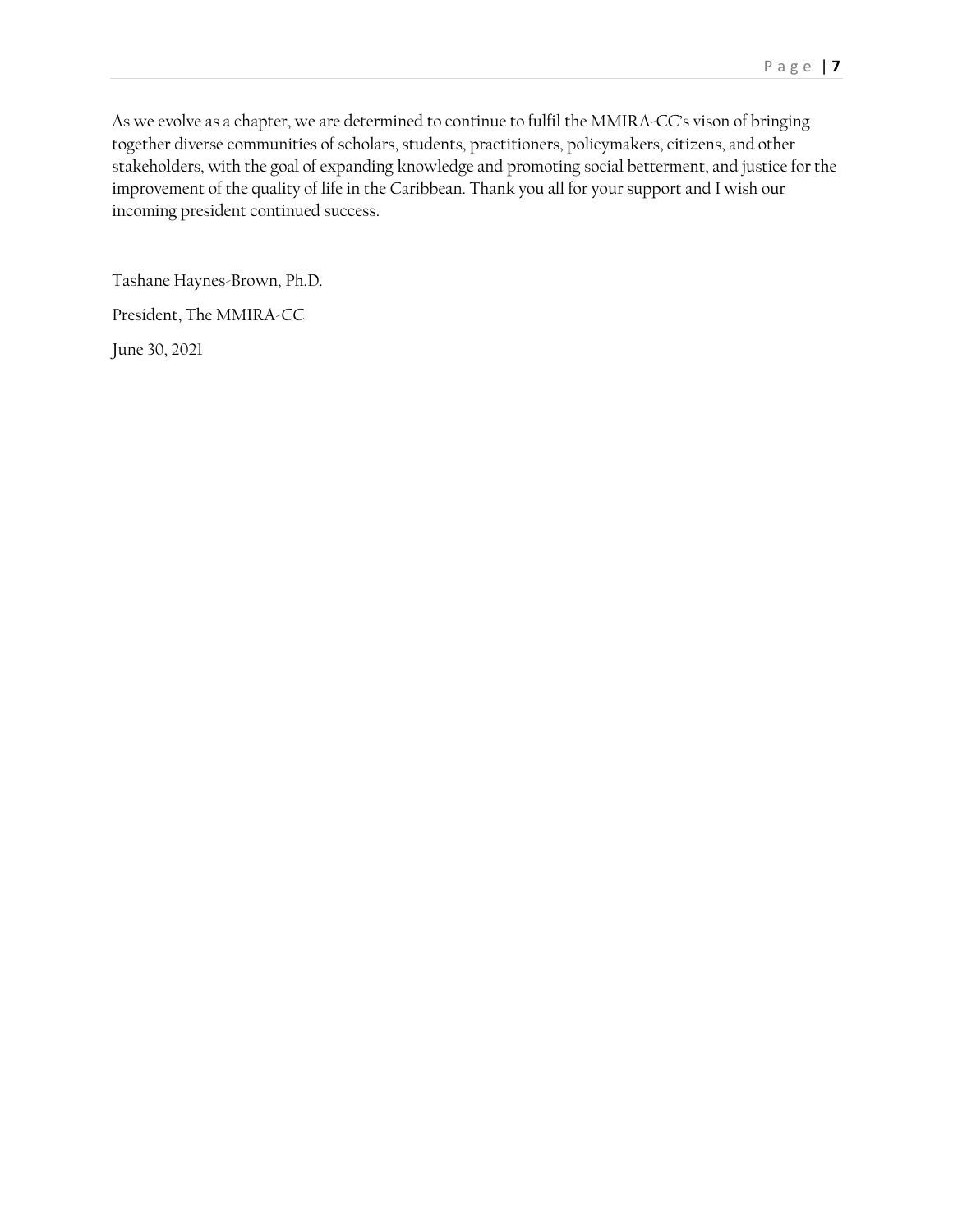As we evolve as a chapter, we are determined to continue to fulfil the MMIRA-CC's vison of bringing together diverse communities of scholars, students, practitioners, policymakers, citizens, and other stakeholders, with the goal of expanding knowledge and promoting social betterment, and justice for the improvement of the quality of life in the Caribbean. Thank you all for your support and I wish our incoming president continued success.

Tashane Haynes-Brown, Ph.D.

President, The MMIRA-CC

June 30, 2021